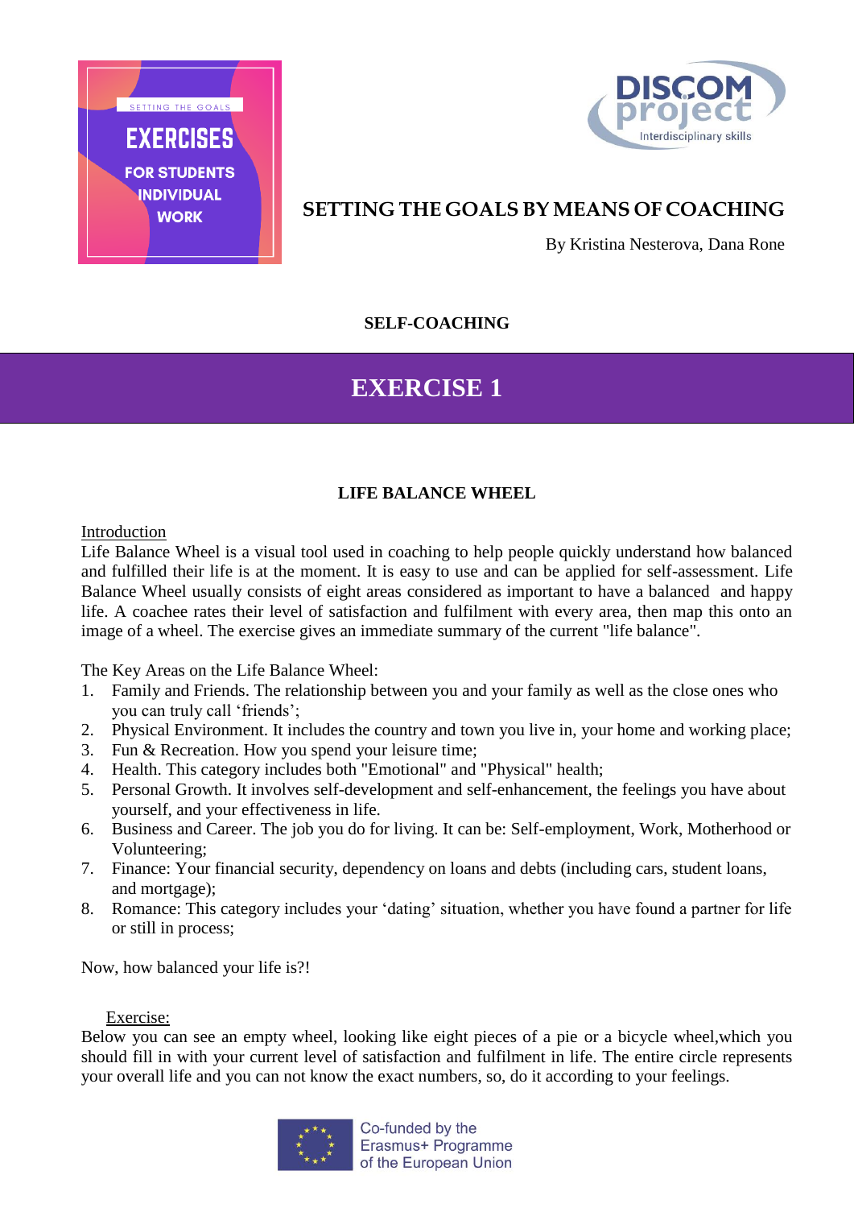SETTING THE GOALS

# EXERCISES

FOR STUDENTS INDIVIDUAL WORK

DISCOM project
Interdisciplinary skills

# SETTING THE GOALS BY MEANS OF COACHING

By Kristina Nesterova, Dana Rone

**SELF-COACHING**

## EXERCISE 1

### LIFE BALANCE WHEEL

Introduction

Life Balance Wheel is a visual tool used in coaching to help people quickly understand how balanced and fulfilled their life is at the moment. It is easy to use and can be applied for self-assessment. Life Balance Wheel usually consists of eight areas considered as important to have a balanced and happy life. A coachee rates their level of satisfaction and fulfilment with every area, then map this onto an image of a wheel. The exercise gives an immediate summary of the current "life balance".

The Key Areas on the Life Balance Wheel:

1. Family and Friends. The relationship between you and your family as well as the close ones who you can truly call 'friends';
2. Physical Environment. It includes the country and town you live in, your home and working place;
3. Fun & Recreation. How you spend your leisure time;
4. Health. This category includes both "Emotional" and "Physical" health;
5. Personal Growth. It involves self-development and self-enhancement, the feelings you have about yourself, and your effectiveness in life.
6. Business and Career. The job you do for living. It can be: Self-employment, Work, Motherhood or Volunteering;
7. Finance: Your financial security, dependency on loans and debts (including cars, student loans, and mortgage);
8. Romance: This category includes your 'dating' situation, whether you have found a partner for life or still in process;

Now, how balanced your life is?!

Exercise:

Below you can see an empty wheel, looking like eight pieces of a pie or a bicycle wheel,which you should fill in with your current level of satisfaction and fulfilment in life. The entire circle represents your overall life and you can not know the exact numbers, so, do it according to your feelings.

Co-funded by the Erasmus+ Programme of the European Union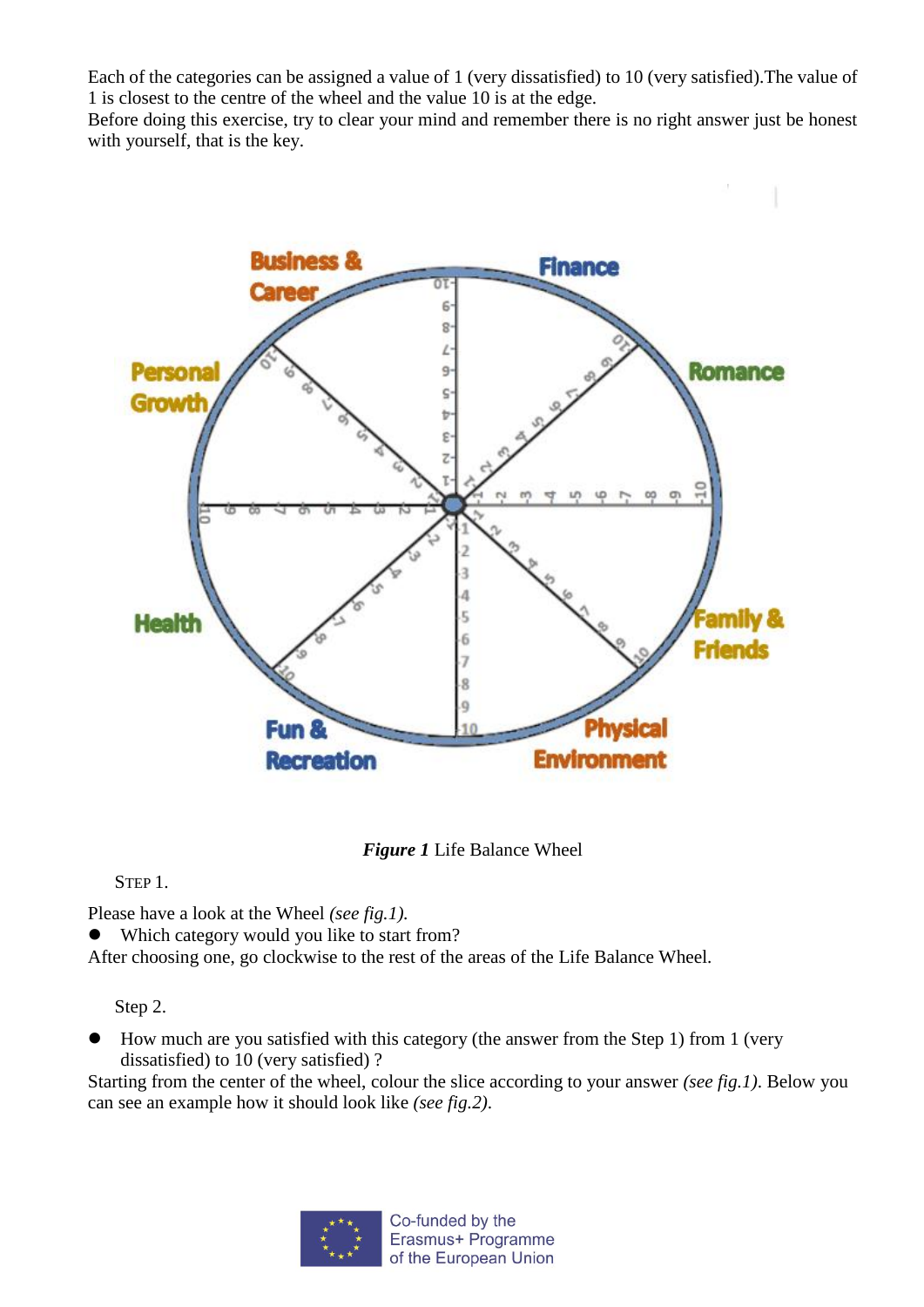Each of the categories can be assigned a value of 1 (very dissatisfied) to 10 (very satisfied).The value of 1 is closest to the centre of the wheel and the value 10 is at the edge.
Before doing this exercise, try to clear your mind and remember there is no right answer just be honest with yourself, that is the key.

***Figure 1*** Life Balance Wheel

STEP 1.

Please have a look at the Wheel *(see fig.1).*

- Which category would you like to start from?

After choosing one, go clockwise to the rest of the areas of the Life Balance Wheel.

Step 2.

- How much are you satisfied with this category (the answer from the Step 1) from 1 (very dissatisfied) to 10 (very satisfied) ?

Starting from the center of the wheel, colour the slice according to your answer *(see fig.1)*. Below you can see an example how it should look like *(see fig.2)*.

Co-funded by the Erasmus+ Programme of the European Union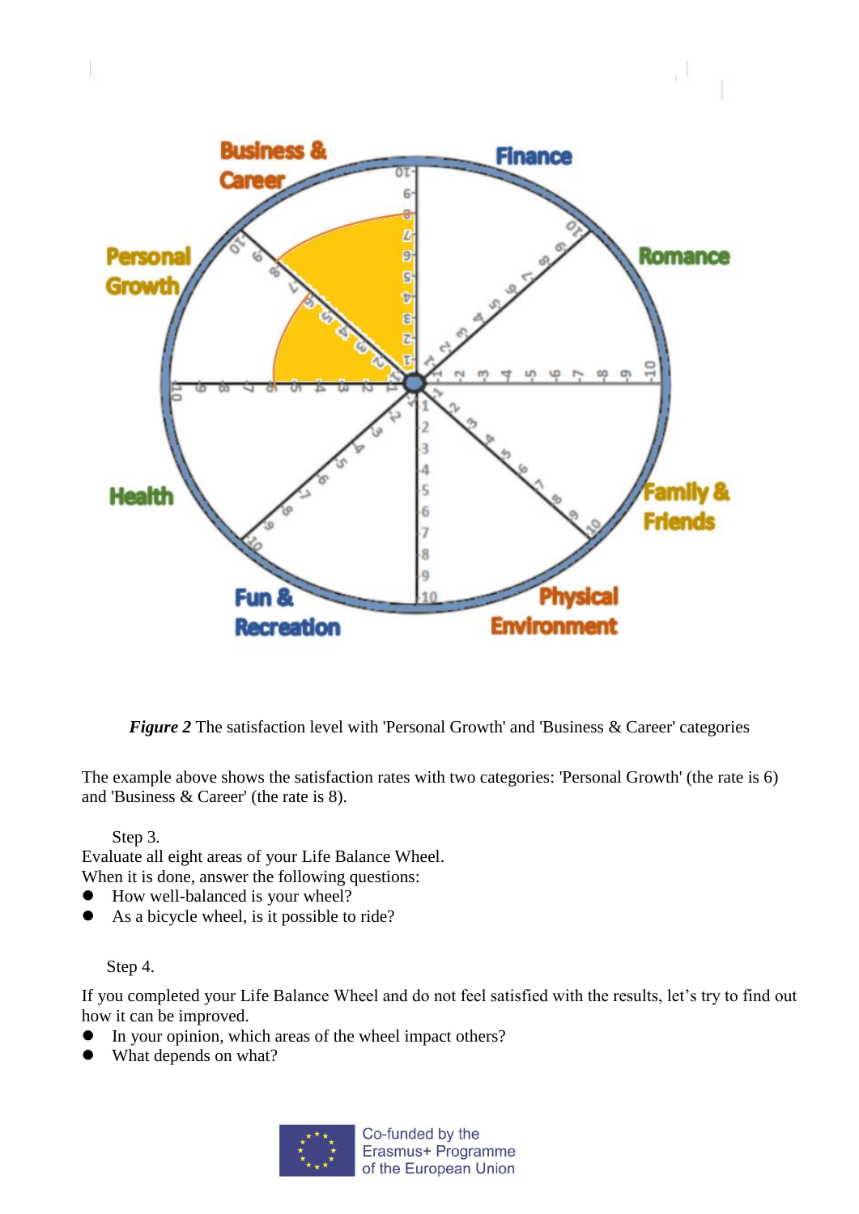*Figure 2* The satisfaction level with 'Personal Growth' and 'Business & Career' categories

The example above shows the satisfaction rates with two categories: 'Personal Growth' (the rate is 6) and 'Business & Career' (the rate is 8).

Step 3.

Evaluate all eight areas of your Life Balance Wheel.

When it is done, answer the following questions:

- How well-balanced is your wheel?
- As a bicycle wheel, is it possible to ride?

Step 4.

If you completed your Life Balance Wheel and do not feel satisfied with the results, let's try to find out how it can be improved.

- In your opinion, which areas of the wheel impact others?
- What depends on what?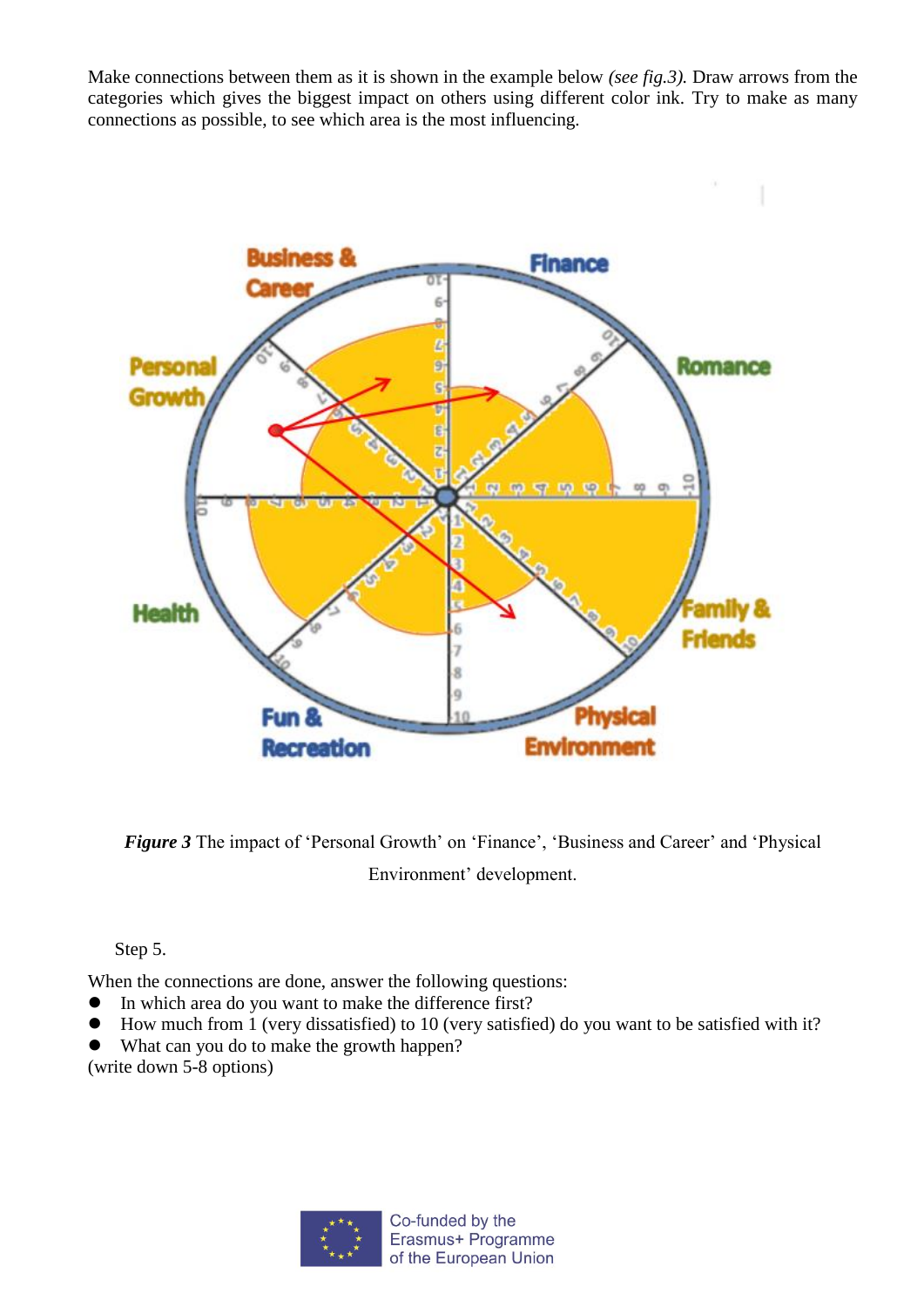Make connections between them as it is shown in the example below *(see fig.3).* Draw arrows from the categories which gives the biggest impact on others using different color ink. Try to make as many connections as possible, to see which area is the most influencing.

***Figure 3*** The impact of 'Personal Growth' on 'Finance', 'Business and Career' and 'Physical Environment' development.

Step 5.

When the connections are done, answer the following questions:

- In which area do you want to make the difference first?
- How much from 1 (very dissatisfied) to 10 (very satisfied) do you want to be satisfied with it?
- What can you do to make the growth happen?

(write down 5-8 options)

Co-funded by the Erasmus+ Programme of the European Union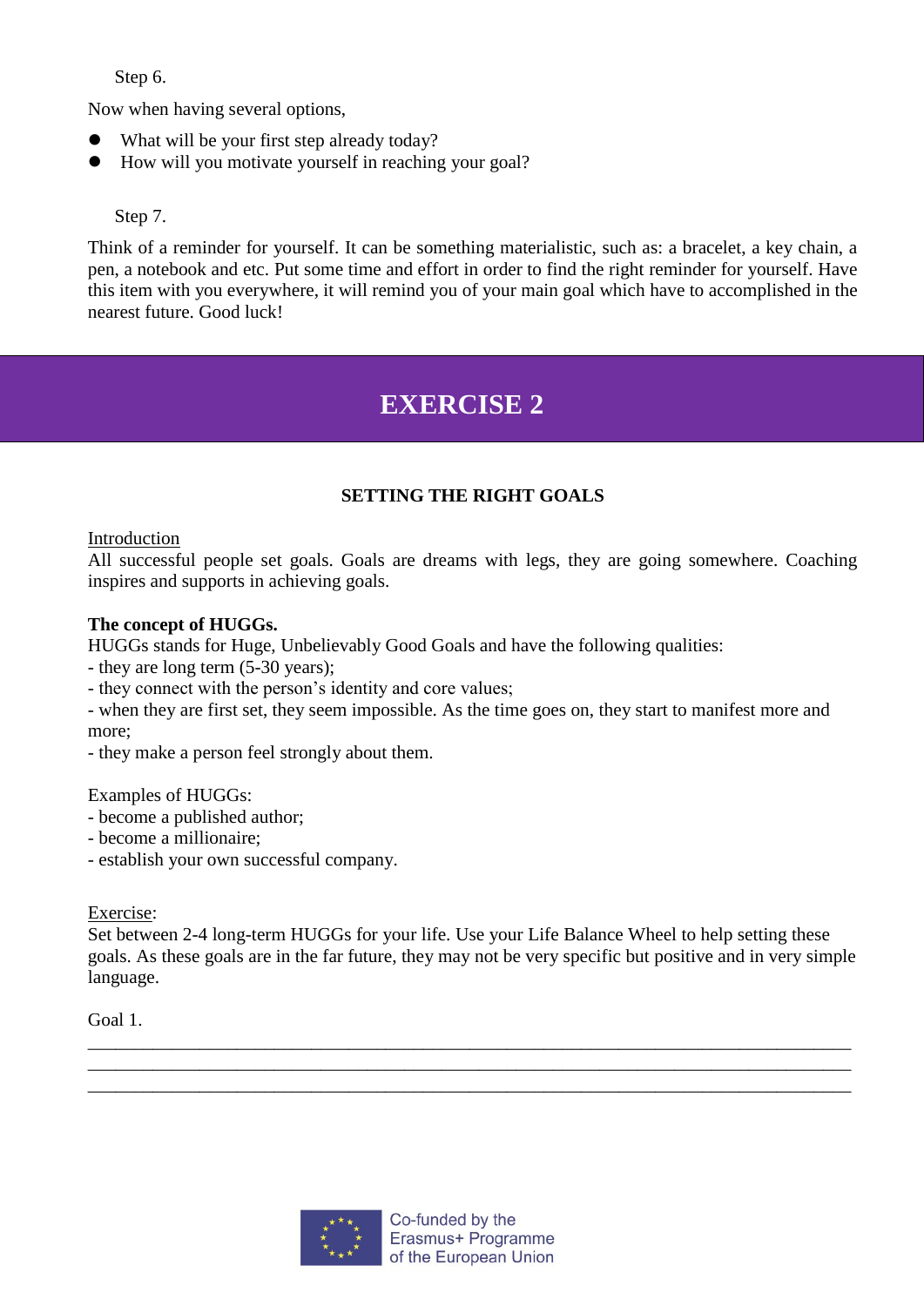Step 6.

Now when having several options,

- What will be your first step already today?
- How will you motivate yourself in reaching your goal?

Step 7.

Think of a reminder for yourself. It can be something materialistic, such as: a bracelet, a key chain, a pen, a notebook and etc. Put some time and effort in order to find the right reminder for yourself. Have this item with you everywhere, it will remind you of your main goal which have to accomplished in the nearest future. Good luck!

# EXERCISE 2

### SETTING THE RIGHT GOALS

Introduction

All successful people set goals. Goals are dreams with legs, they are going somewhere. Coaching inspires and supports in achieving goals.

**The concept of HUGGs.**

HUGGs stands for Huge, Unbelievably Good Goals and have the following qualities:

- they are long term (5-30 years);
- they connect with the person's identity and core values;
- when they are first set, they seem impossible. As the time goes on, they start to manifest more and more;
- they make a person feel strongly about them.

Examples of HUGGs:

- become a published author;
- become a millionaire;
- establish your own successful company.

Exercise:

Set between 2-4 long-term HUGGs for your life. Use your Life Balance Wheel to help setting these goals. As these goals are in the far future, they may not be very specific but positive and in very simple language.

Goal 1.

_____________________________________________________________________________
_____________________________________________________________________________
_____________________________________________________________________________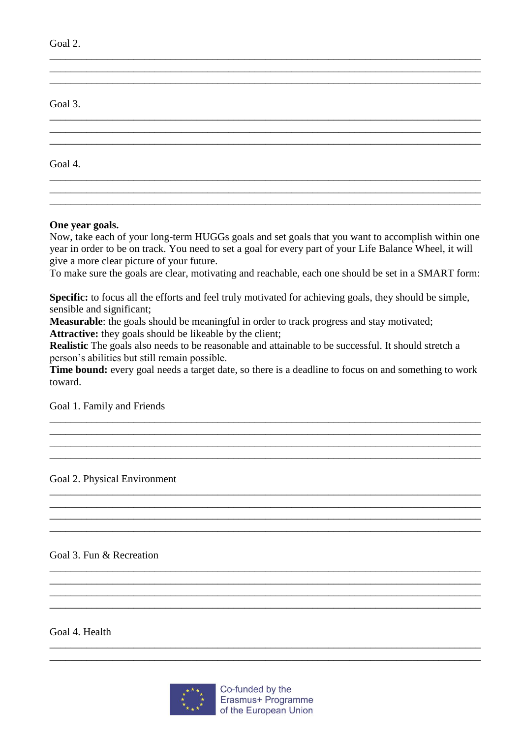Goal 2.

\_\_\_\_\_\_\_\_\_\_\_\_\_\_\_\_\_\_\_\_\_\_\_\_\_\_\_\_\_\_\_\_\_\_\_\_\_\_\_\_\_\_\_\_\_\_\_\_\_\_\_\_\_\_\_\_\_\_\_\_\_\_\_\_\_\_\_\_\_\_\_\_\_\_\_\_
\_\_\_\_\_\_\_\_\_\_\_\_\_\_\_\_\_\_\_\_\_\_\_\_\_\_\_\_\_\_\_\_\_\_\_\_\_\_\_\_\_\_\_\_\_\_\_\_\_\_\_\_\_\_\_\_\_\_\_\_\_\_\_\_\_\_\_\_\_\_\_\_\_\_\_\_
\_\_\_\_\_\_\_\_\_\_\_\_\_\_\_\_\_\_\_\_\_\_\_\_\_\_\_\_\_\_\_\_\_\_\_\_\_\_\_\_\_\_\_\_\_\_\_\_\_\_\_\_\_\_\_\_\_\_\_\_\_\_\_\_\_\_\_\_\_\_\_\_\_\_\_\_

Goal 3.

\_\_\_\_\_\_\_\_\_\_\_\_\_\_\_\_\_\_\_\_\_\_\_\_\_\_\_\_\_\_\_\_\_\_\_\_\_\_\_\_\_\_\_\_\_\_\_\_\_\_\_\_\_\_\_\_\_\_\_\_\_\_\_\_\_\_\_\_\_\_\_\_\_\_\_\_
\_\_\_\_\_\_\_\_\_\_\_\_\_\_\_\_\_\_\_\_\_\_\_\_\_\_\_\_\_\_\_\_\_\_\_\_\_\_\_\_\_\_\_\_\_\_\_\_\_\_\_\_\_\_\_\_\_\_\_\_\_\_\_\_\_\_\_\_\_\_\_\_\_\_\_\_
\_\_\_\_\_\_\_\_\_\_\_\_\_\_\_\_\_\_\_\_\_\_\_\_\_\_\_\_\_\_\_\_\_\_\_\_\_\_\_\_\_\_\_\_\_\_\_\_\_\_\_\_\_\_\_\_\_\_\_\_\_\_\_\_\_\_\_\_\_\_\_\_\_\_\_\_

Goal 4.

\_\_\_\_\_\_\_\_\_\_\_\_\_\_\_\_\_\_\_\_\_\_\_\_\_\_\_\_\_\_\_\_\_\_\_\_\_\_\_\_\_\_\_\_\_\_\_\_\_\_\_\_\_\_\_\_\_\_\_\_\_\_\_\_\_\_\_\_\_\_\_\_\_\_\_\_
\_\_\_\_\_\_\_\_\_\_\_\_\_\_\_\_\_\_\_\_\_\_\_\_\_\_\_\_\_\_\_\_\_\_\_\_\_\_\_\_\_\_\_\_\_\_\_\_\_\_\_\_\_\_\_\_\_\_\_\_\_\_\_\_\_\_\_\_\_\_\_\_\_\_\_\_
\_\_\_\_\_\_\_\_\_\_\_\_\_\_\_\_\_\_\_\_\_\_\_\_\_\_\_\_\_\_\_\_\_\_\_\_\_\_\_\_\_\_\_\_\_\_\_\_\_\_\_\_\_\_\_\_\_\_\_\_\_\_\_\_\_\_\_\_\_\_\_\_\_\_\_\_

**One year goals.**

Now, take each of your long-term HUGGs goals and set goals that you want to accomplish within one year in order to be on track. You need to set a goal for every part of your Life Balance Wheel, it will give a more clear picture of your future.

To make sure the goals are clear, motivating and reachable, each one should be set in a SMART form:

**Specific:** to focus all the efforts and feel truly motivated for achieving goals, they should be simple, sensible and significant;

**Measurable**: the goals should be meaningful in order to track progress and stay motivated;

**Attractive:** they goals should be likeable by the client;

**Realistic** The goals also needs to be reasonable and attainable to be successful. It should stretch a person's abilities but still remain possible.

**Time bound:** every goal needs a target date, so there is a deadline to focus on and something to work toward.

Goal 1. Family and Friends

\_\_\_\_\_\_\_\_\_\_\_\_\_\_\_\_\_\_\_\_\_\_\_\_\_\_\_\_\_\_\_\_\_\_\_\_\_\_\_\_\_\_\_\_\_\_\_\_\_\_\_\_\_\_\_\_\_\_\_\_\_\_\_\_\_\_\_\_\_\_\_\_\_\_\_\_
\_\_\_\_\_\_\_\_\_\_\_\_\_\_\_\_\_\_\_\_\_\_\_\_\_\_\_\_\_\_\_\_\_\_\_\_\_\_\_\_\_\_\_\_\_\_\_\_\_\_\_\_\_\_\_\_\_\_\_\_\_\_\_\_\_\_\_\_\_\_\_\_\_\_\_\_
\_\_\_\_\_\_\_\_\_\_\_\_\_\_\_\_\_\_\_\_\_\_\_\_\_\_\_\_\_\_\_\_\_\_\_\_\_\_\_\_\_\_\_\_\_\_\_\_\_\_\_\_\_\_\_\_\_\_\_\_\_\_\_\_\_\_\_\_\_\_\_\_\_\_\_\_
\_\_\_\_\_\_\_\_\_\_\_\_\_\_\_\_\_\_\_\_\_\_\_\_\_\_\_\_\_\_\_\_\_\_\_\_\_\_\_\_\_\_\_\_\_\_\_\_\_\_\_\_\_\_\_\_\_\_\_\_\_\_\_\_\_\_\_\_\_\_\_\_\_\_\_\_

Goal 2. Physical Environment

\_\_\_\_\_\_\_\_\_\_\_\_\_\_\_\_\_\_\_\_\_\_\_\_\_\_\_\_\_\_\_\_\_\_\_\_\_\_\_\_\_\_\_\_\_\_\_\_\_\_\_\_\_\_\_\_\_\_\_\_\_\_\_\_\_\_\_\_\_\_\_\_\_\_\_\_
\_\_\_\_\_\_\_\_\_\_\_\_\_\_\_\_\_\_\_\_\_\_\_\_\_\_\_\_\_\_\_\_\_\_\_\_\_\_\_\_\_\_\_\_\_\_\_\_\_\_\_\_\_\_\_\_\_\_\_\_\_\_\_\_\_\_\_\_\_\_\_\_\_\_\_\_
\_\_\_\_\_\_\_\_\_\_\_\_\_\_\_\_\_\_\_\_\_\_\_\_\_\_\_\_\_\_\_\_\_\_\_\_\_\_\_\_\_\_\_\_\_\_\_\_\_\_\_\_\_\_\_\_\_\_\_\_\_\_\_\_\_\_\_\_\_\_\_\_\_\_\_\_
\_\_\_\_\_\_\_\_\_\_\_\_\_\_\_\_\_\_\_\_\_\_\_\_\_\_\_\_\_\_\_\_\_\_\_\_\_\_\_\_\_\_\_\_\_\_\_\_\_\_\_\_\_\_\_\_\_\_\_\_\_\_\_\_\_\_\_\_\_\_\_\_\_\_\_\_

Goal 3. Fun & Recreation

\_\_\_\_\_\_\_\_\_\_\_\_\_\_\_\_\_\_\_\_\_\_\_\_\_\_\_\_\_\_\_\_\_\_\_\_\_\_\_\_\_\_\_\_\_\_\_\_\_\_\_\_\_\_\_\_\_\_\_\_\_\_\_\_\_\_\_\_\_\_\_\_\_\_\_\_
\_\_\_\_\_\_\_\_\_\_\_\_\_\_\_\_\_\_\_\_\_\_\_\_\_\_\_\_\_\_\_\_\_\_\_\_\_\_\_\_\_\_\_\_\_\_\_\_\_\_\_\_\_\_\_\_\_\_\_\_\_\_\_\_\_\_\_\_\_\_\_\_\_\_\_\_
\_\_\_\_\_\_\_\_\_\_\_\_\_\_\_\_\_\_\_\_\_\_\_\_\_\_\_\_\_\_\_\_\_\_\_\_\_\_\_\_\_\_\_\_\_\_\_\_\_\_\_\_\_\_\_\_\_\_\_\_\_\_\_\_\_\_\_\_\_\_\_\_\_\_\_\_
\_\_\_\_\_\_\_\_\_\_\_\_\_\_\_\_\_\_\_\_\_\_\_\_\_\_\_\_\_\_\_\_\_\_\_\_\_\_\_\_\_\_\_\_\_\_\_\_\_\_\_\_\_\_\_\_\_\_\_\_\_\_\_\_\_\_\_\_\_\_\_\_\_\_\_\_

Goal 4. Health

\_\_\_\_\_\_\_\_\_\_\_\_\_\_\_\_\_\_\_\_\_\_\_\_\_\_\_\_\_\_\_\_\_\_\_\_\_\_\_\_\_\_\_\_\_\_\_\_\_\_\_\_\_\_\_\_\_\_\_\_\_\_\_\_\_\_\_\_\_\_\_\_\_\_\_\_
\_\_\_\_\_\_\_\_\_\_\_\_\_\_\_\_\_\_\_\_\_\_\_\_\_\_\_\_\_\_\_\_\_\_\_\_\_\_\_\_\_\_\_\_\_\_\_\_\_\_\_\_\_\_\_\_\_\_\_\_\_\_\_\_\_\_\_\_\_\_\_\_\_\_\_\_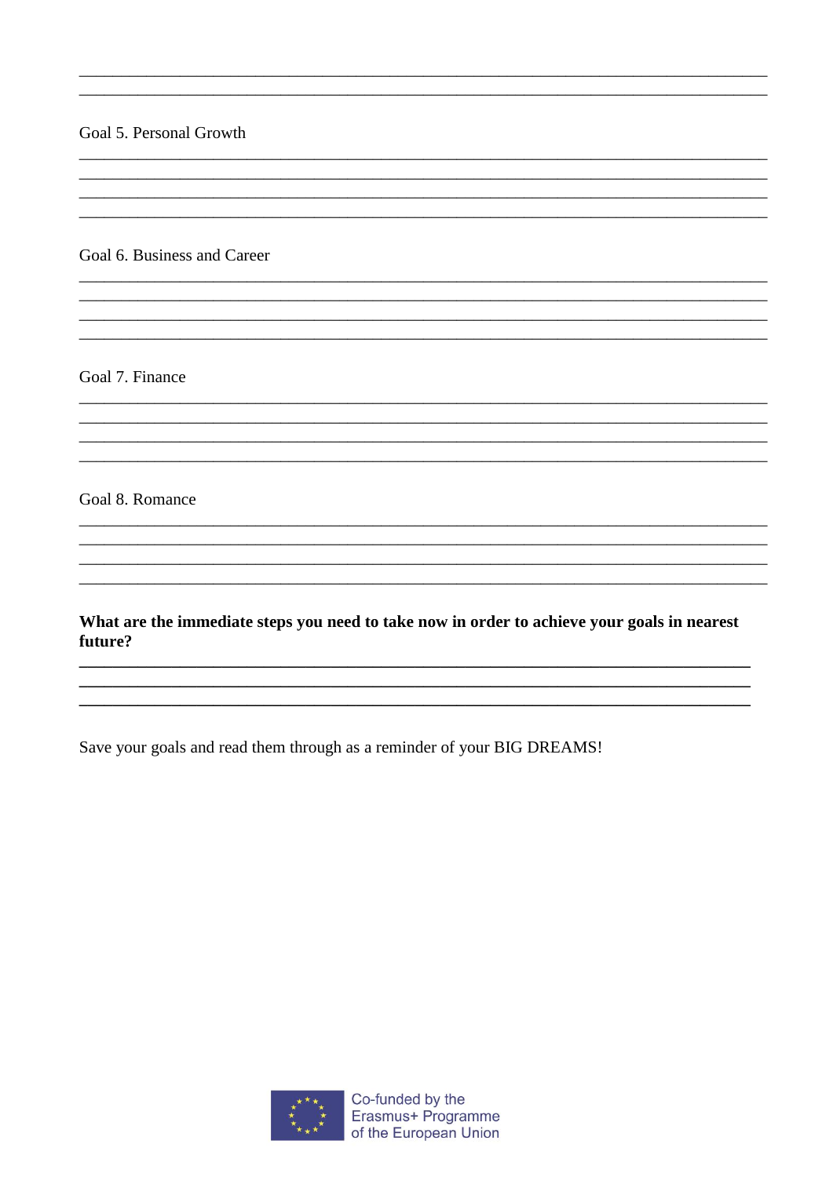Goal 5. Personal Growth

Goal 6. Business and Career

Goal 7. Finance

Goal 8. Romance

**What are the immediate steps you need to take now in order to achieve your goals in nearest future?**

Save your goals and read them through as a reminder of your BIG DREAMS!

Co-funded by the Erasmus+ Programme of the European Union